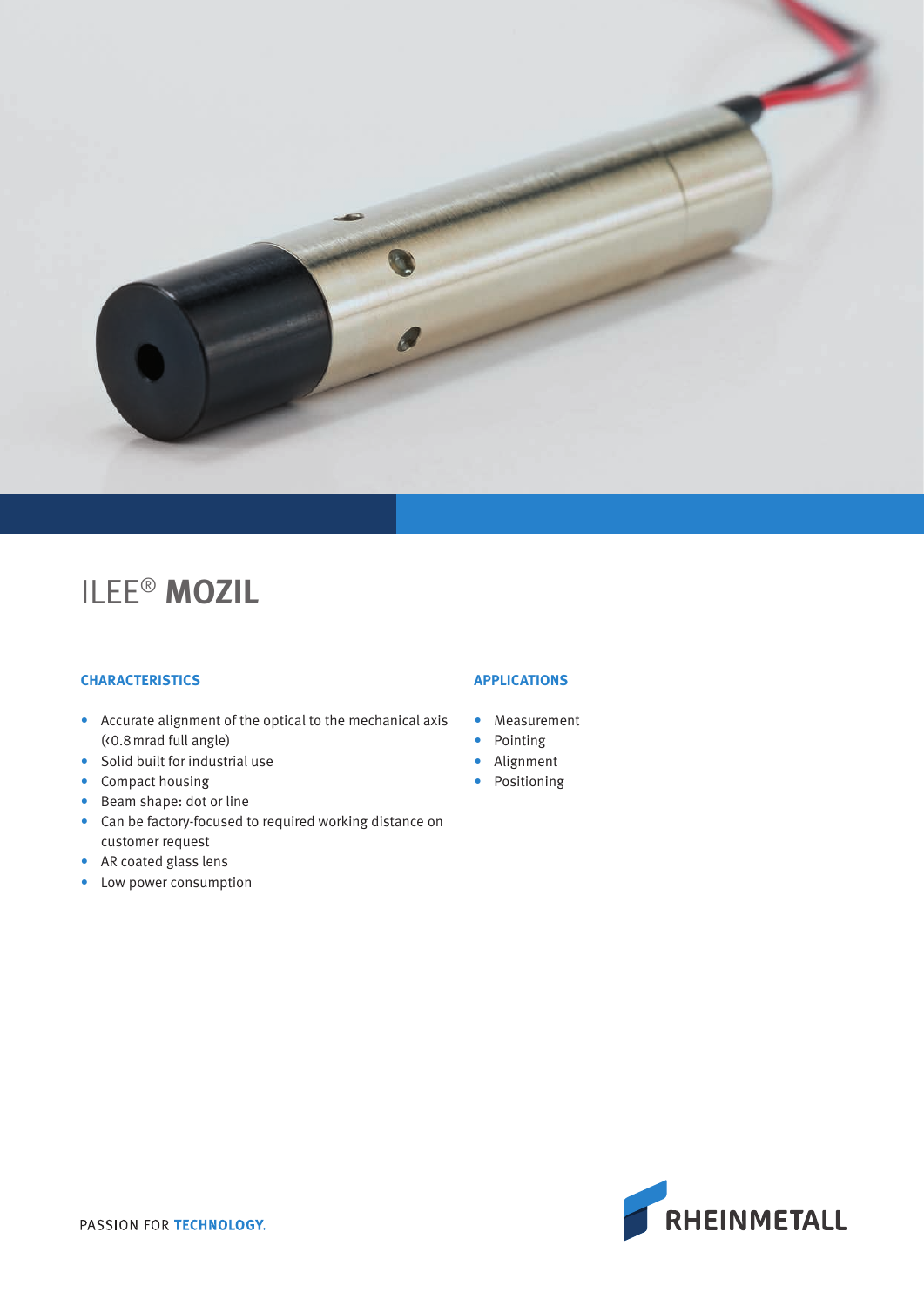# ILEE® **MOZIL**

### CHARACTERISTICS

- Accurate alignment of the optical to the mechanical axis (‹0.8 mrad full angle)
- Solid built for industrial use
- Compact housing
- Beam shape: dot or line
- Can be factory-focused to required working distance on customer request
- AR coated glass lens
- Low power consumption

### APPLICATIONS

- Measurement
- Pointing
- Alignment
- Positioning

PASSION FOR **TECHNOLOGY.**

RHEINMETALL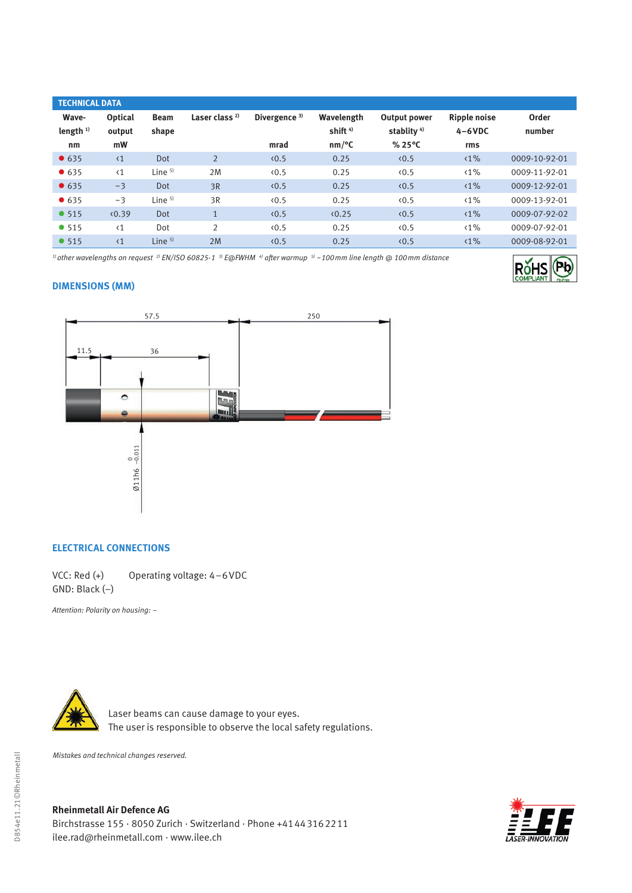## TECHNICAL DATA

| Wavelength [1] nm | Optical output mW | Beam shape | Laser class [2] | Divergence [3] mrad | Wavelength shift [4] nm/°C | Output power stablity [4] % 25°C | Ripple noise 4–6VDC rms | Order number |
|---|---|---|---|---|---|---|---|---|
| ● 635 | ‹1 | Dot | 2 | ‹0.5 | 0.25 | ‹0.5 | ‹1% | 0009-10-92-01 |
| ● 635 | ‹1 | Line [5] | 2M | ‹0.5 | 0.25 | ‹0.5 | ‹1% | 0009-11-92-01 |
| ● 635 | ~3 | Dot | 3R | ‹0.5 | 0.25 | ‹0.5 | ‹1% | 0009-12-92-01 |
| ● 635 | ~3 | Line [5] | 3R | ‹0.5 | 0.25 | ‹0.5 | ‹1% | 0009-13-92-01 |
| ● 515 | ‹0.39 | Dot | 1 | ‹0.5 | ‹0.25 | ‹0.5 | ‹1% | 0009-07-92-02 |
| ● 515 | ‹1 | Dot | 2 | ‹0.5 | 0.25 | ‹0.5 | ‹1% | 0009-07-92-01 |
| ● 515 | ‹1 | Line [5] | 2M | ‹0.5 | 0.25 | ‹0.5 | ‹1% | 0009-08-92-01 |

*[1] other wavelengths on request [2] EN/ISO 60825-1 [3] E@FWHM [4] after warmup [5] ~100mm line length @ 100mm distance*

RoHS COMPLIANT Pb-Free

## DIMENSIONS (MM)

57.5
250
11.5
36
Ø11h6 0 −0.011

## ELECTRICAL CONNECTIONS

VCC: Red (+) Operating voltage: 4–6VDC
GND: Black (–)

*Attention: Polarity on housing: –*

Laser beams can cause damage to your eyes.
The user is responsible to observe the local safety regulations.

*Mistakes and technical changes reserved.*

**Rheinmetall Air Defence AG**
Birchstrasse 155 · 8050 Zurich · Switzerland · Phone +41 44 316 2211
ilee.rad@rheinmetall.com · www.ilee.ch

ILEE LASER-INNOVATION

D854e11.21©Rheinmetall